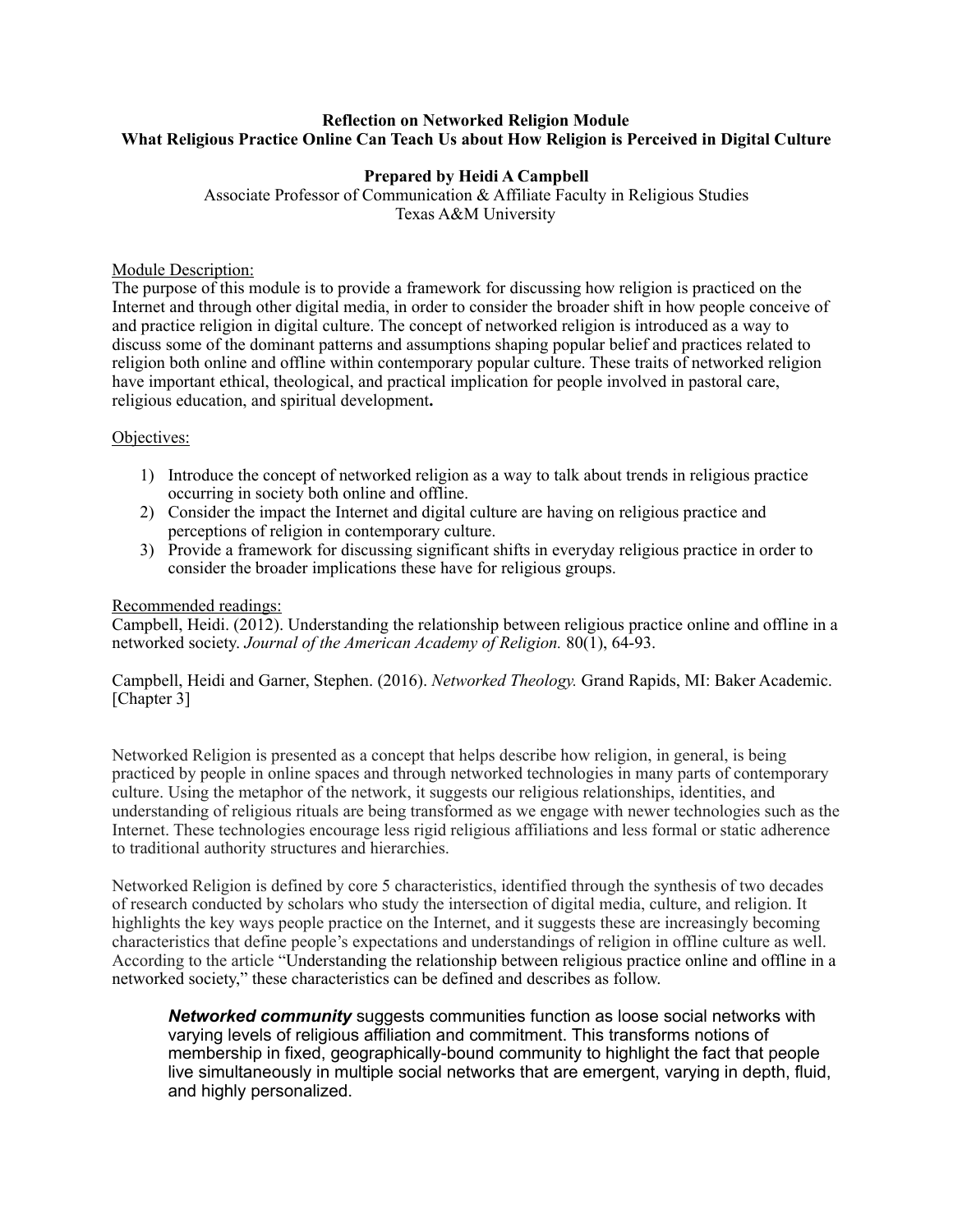**Reflection on Networked Religion Module**
**What Religious Practice Online Can Teach Us about How Religion is Perceived in Digital Culture**

**Prepared by Heidi A Campbell**
Associate Professor of Communication & Affiliate Faculty in Religious Studies
Texas A&M University

Module Description:
The purpose of this module is to provide a framework for discussing how religion is practiced on the Internet and through other digital media, in order to consider the broader shift in how people conceive of and practice religion in digital culture. The concept of networked religion is introduced as a way to discuss some of the dominant patterns and assumptions shaping popular belief and practices related to religion both online and offline within contemporary popular culture. These traits of networked religion have important ethical, theological, and practical implication for people involved in pastoral care, religious education, and spiritual development**.**

Objectives:

1) Introduce the concept of networked religion as a way to talk about trends in religious practice occurring in society both online and offline.
2) Consider the impact the Internet and digital culture are having on religious practice and perceptions of religion in contemporary culture.
3) Provide a framework for discussing significant shifts in everyday religious practice in order to consider the broader implications these have for religious groups.

Recommended readings:
Campbell, Heidi. (2012). Understanding the relationship between religious practice online and offline in a networked society. *Journal of the American Academy of Religion.* 80(1), 64-93.

Campbell, Heidi and Garner, Stephen. (2016). *Networked Theology.* Grand Rapids, MI: Baker Academic. [Chapter 3]

Networked Religion is presented as a concept that helps describe how religion, in general, is being practiced by people in online spaces and through networked technologies in many parts of contemporary culture. Using the metaphor of the network, it suggests our religious relationships, identities, and understanding of religious rituals are being transformed as we engage with newer technologies such as the Internet. These technologies encourage less rigid religious affiliations and less formal or static adherence to traditional authority structures and hierarchies.

Networked Religion is defined by core 5 characteristics, identified through the synthesis of two decades of research conducted by scholars who study the intersection of digital media, culture, and religion. It highlights the key ways people practice on the Internet, and it suggests these are increasingly becoming characteristics that define people's expectations and understandings of religion in offline culture as well. According to the article "Understanding the relationship between religious practice online and offline in a networked society," these characteristics can be defined and describes as follow.

> ***Networked community*** suggests communities function as loose social networks with varying levels of religious affiliation and commitment. This transforms notions of membership in fixed, geographically-bound community to highlight the fact that people live simultaneously in multiple social networks that are emergent, varying in depth, fluid, and highly personalized.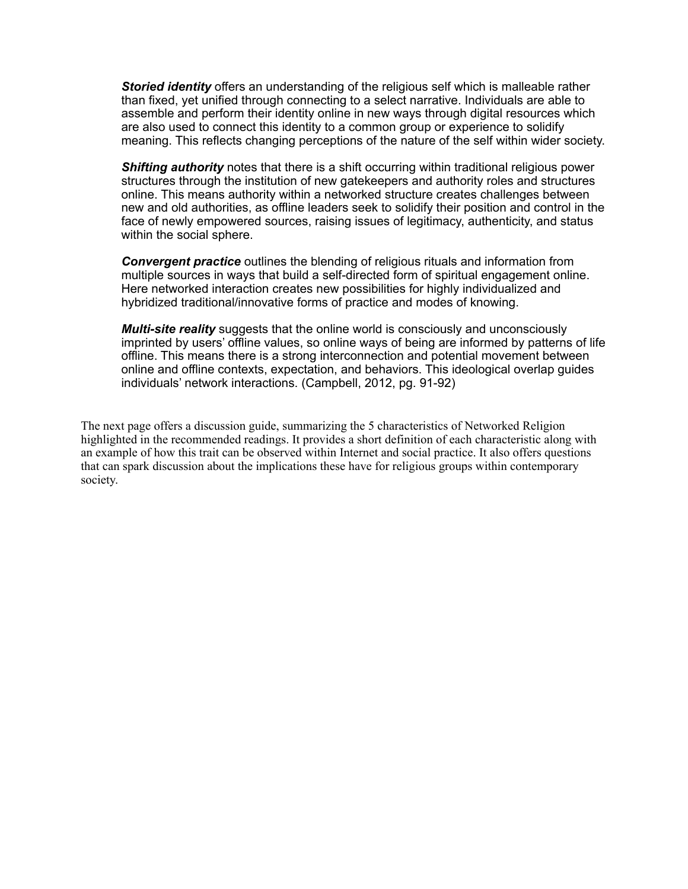***Storied identity*** offers an understanding of the religious self which is malleable rather than fixed, yet unified through connecting to a select narrative. Individuals are able to assemble and perform their identity online in new ways through digital resources which are also used to connect this identity to a common group or experience to solidify meaning. This reflects changing perceptions of the nature of the self within wider society.

***Shifting authority*** notes that there is a shift occurring within traditional religious power structures through the institution of new gatekeepers and authority roles and structures online. This means authority within a networked structure creates challenges between new and old authorities, as offline leaders seek to solidify their position and control in the face of newly empowered sources, raising issues of legitimacy, authenticity, and status within the social sphere.

***Convergent practice*** outlines the blending of religious rituals and information from multiple sources in ways that build a self-directed form of spiritual engagement online. Here networked interaction creates new possibilities for highly individualized and hybridized traditional/innovative forms of practice and modes of knowing.

***Multi-site reality*** suggests that the online world is consciously and unconsciously imprinted by users' offline values, so online ways of being are informed by patterns of life offline. This means there is a strong interconnection and potential movement between online and offline contexts, expectation, and behaviors. This ideological overlap guides individuals' network interactions. (Campbell, 2012, pg. 91-92)

The next page offers a discussion guide, summarizing the 5 characteristics of Networked Religion highlighted in the recommended readings. It provides a short definition of each characteristic along with an example of how this trait can be observed within Internet and social practice. It also offers questions that can spark discussion about the implications these have for religious groups within contemporary society.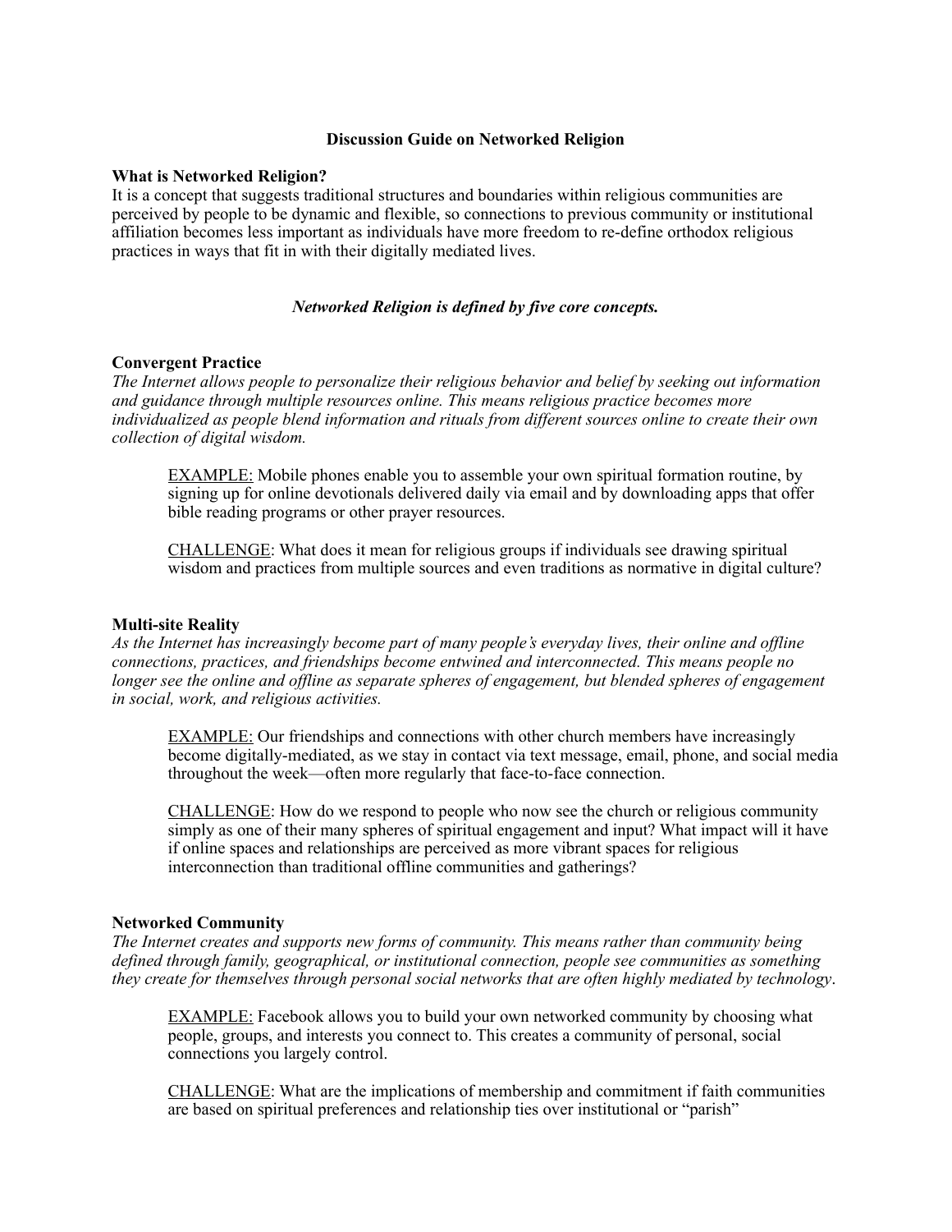**Discussion Guide on Networked Religion**

**What is Networked Religion?**

It is a concept that suggests traditional structures and boundaries within religious communities are perceived by people to be dynamic and flexible, so connections to previous community or institutional affiliation becomes less important as individuals have more freedom to re-define orthodox religious practices in ways that fit in with their digitally mediated lives.

***Networked Religion is defined by five core concepts.***

**Convergent Practice**

*The Internet allows people to personalize their religious behavior and belief by seeking out information and guidance through multiple resources online. This means religious practice becomes more individualized as people blend information and rituals from different sources online to create their own collection of digital wisdom.*

> <u>EXAMPLE:</u> Mobile phones enable you to assemble your own spiritual formation routine, by signing up for online devotionals delivered daily via email and by downloading apps that offer bible reading programs or other prayer resources.
>
> <u>CHALLENGE</u>: What does it mean for religious groups if individuals see drawing spiritual wisdom and practices from multiple sources and even traditions as normative in digital culture?

**Multi-site Reality**

*As the Internet has increasingly become part of many people's everyday lives, their online and offline connections, practices, and friendships become entwined and interconnected. This means people no longer see the online and offline as separate spheres of engagement, but blended spheres of engagement in social, work, and religious activities.*

> <u>EXAMPLE:</u> Our friendships and connections with other church members have increasingly become digitally-mediated, as we stay in contact via text message, email, phone, and social media throughout the week—often more regularly that face-to-face connection.
>
> <u>CHALLENGE</u>: How do we respond to people who now see the church or religious community simply as one of their many spheres of spiritual engagement and input? What impact will it have if online spaces and relationships are perceived as more vibrant spaces for religious interconnection than traditional offline communities and gatherings?

**Networked Community**

*The Internet creates and supports new forms of community. This means rather than community being defined through family, geographical, or institutional connection, people see communities as something they create for themselves through personal social networks that are often highly mediated by technology*.

> <u>EXAMPLE:</u> Facebook allows you to build your own networked community by choosing what people, groups, and interests you connect to. This creates a community of personal, social connections you largely control.
>
> <u>CHALLENGE</u>: What are the implications of membership and commitment if faith communities are based on spiritual preferences and relationship ties over institutional or "parish"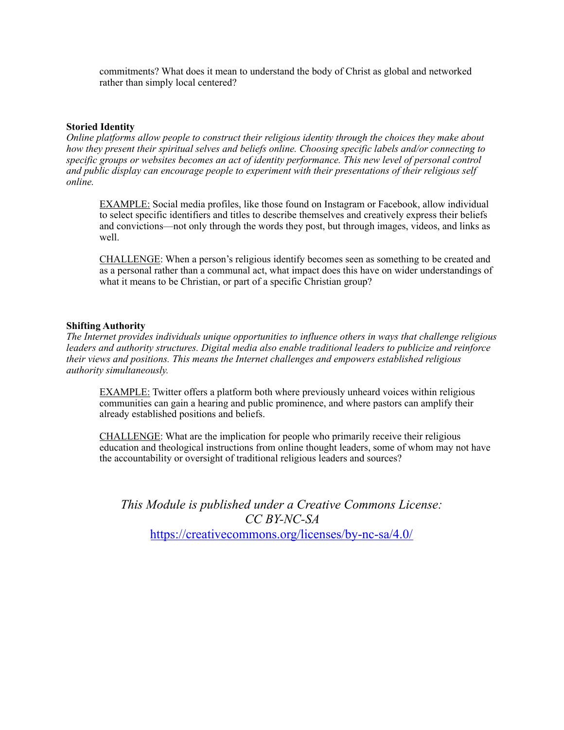commitments? What does it mean to understand the body of Christ as global and networked rather than simply local centered?

**Storied Identity**

*Online platforms allow people to construct their religious identity through the choices they make about how they present their spiritual selves and beliefs online. Choosing specific labels and/or connecting to specific groups or websites becomes an act of identity performance. This new level of personal control and public display can encourage people to experiment with their presentations of their religious self online.*

<u>EXAMPLE:</u> Social media profiles, like those found on Instagram or Facebook, allow individual to select specific identifiers and titles to describe themselves and creatively express their beliefs and convictions—not only through the words they post, but through images, videos, and links as well.

<u>CHALLENGE</u>: When a person's religious identify becomes seen as something to be created and as a personal rather than a communal act, what impact does this have on wider understandings of what it means to be Christian, or part of a specific Christian group?

**Shifting Authority**

*The Internet provides individuals unique opportunities to influence others in ways that challenge religious leaders and authority structures. Digital media also enable traditional leaders to publicize and reinforce their views and positions. This means the Internet challenges and empowers established religious authority simultaneously.*

<u>EXAMPLE:</u> Twitter offers a platform both where previously unheard voices within religious communities can gain a hearing and public prominence, and where pastors can amplify their already established positions and beliefs.

<u>CHALLENGE</u>: What are the implication for people who primarily receive their religious education and theological instructions from online thought leaders, some of whom may not have the accountability or oversight of traditional religious leaders and sources?

*This Module is published under a Creative Commons License:*
*CC BY-NC-SA*
https://creativecommons.org/licenses/by-nc-sa/4.0/